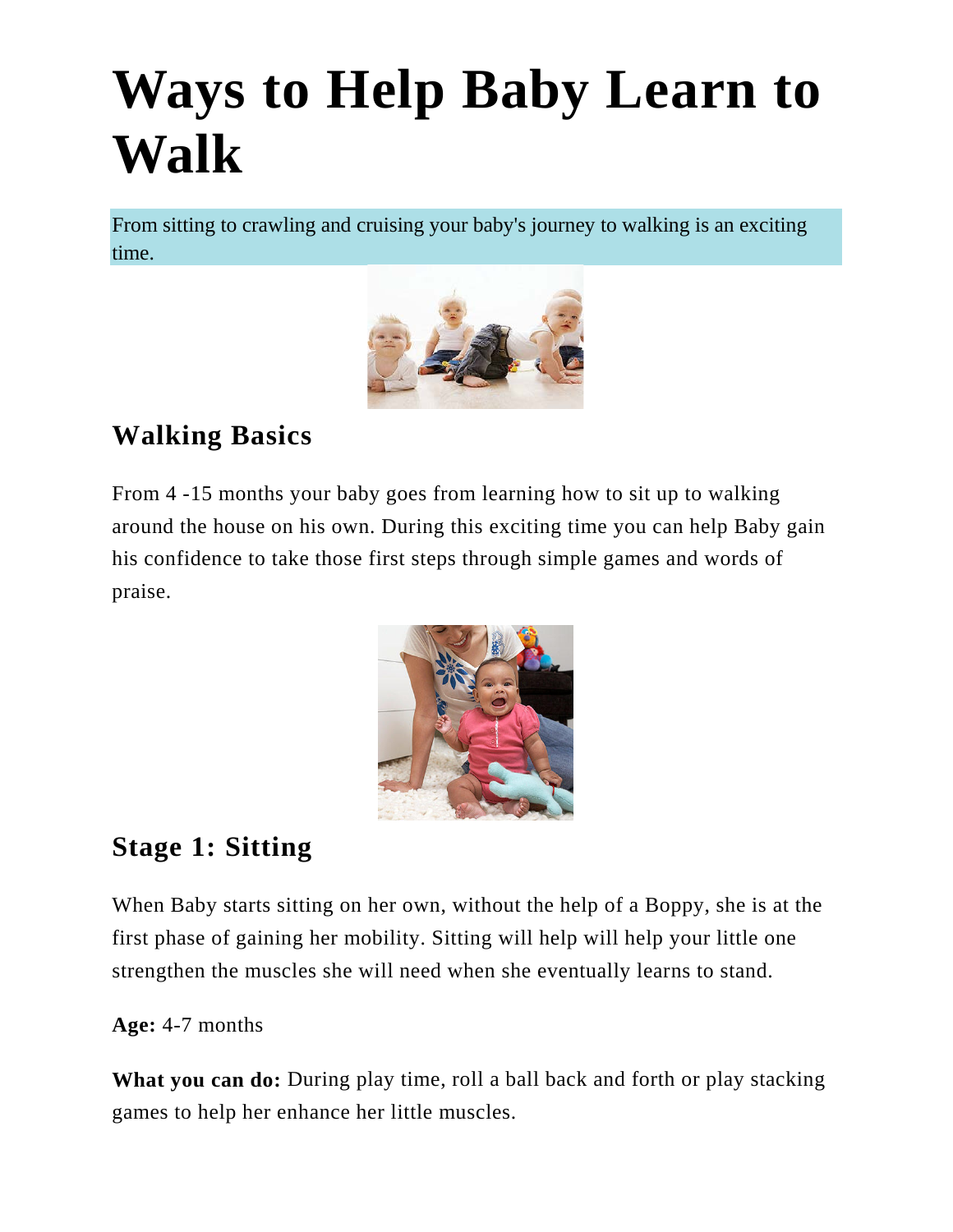# Ways to Help Baby Learn to Walk

From sitting to crawling and cruising your baby's journey to walking is an exciting time.

## Walking Basics

From 4 -15 months your baby goes from learning how to sit up to walking around the house on his own. During this exciting time you can help Baby gain his confidence to take those first steps through simple games and words of praise.

## Stage 1: Sitting

When Baby starts sitting on her own, without the help of a Boppy, she is at the first phase of gaining her mobility. Sitting will help will help your little one strengthen the muscles she will need when she eventually learns to stand.

**Age:** 4-7 months

**What you can do:** During play time, roll a ball back and forth or play stacking games to help her enhance her little muscles.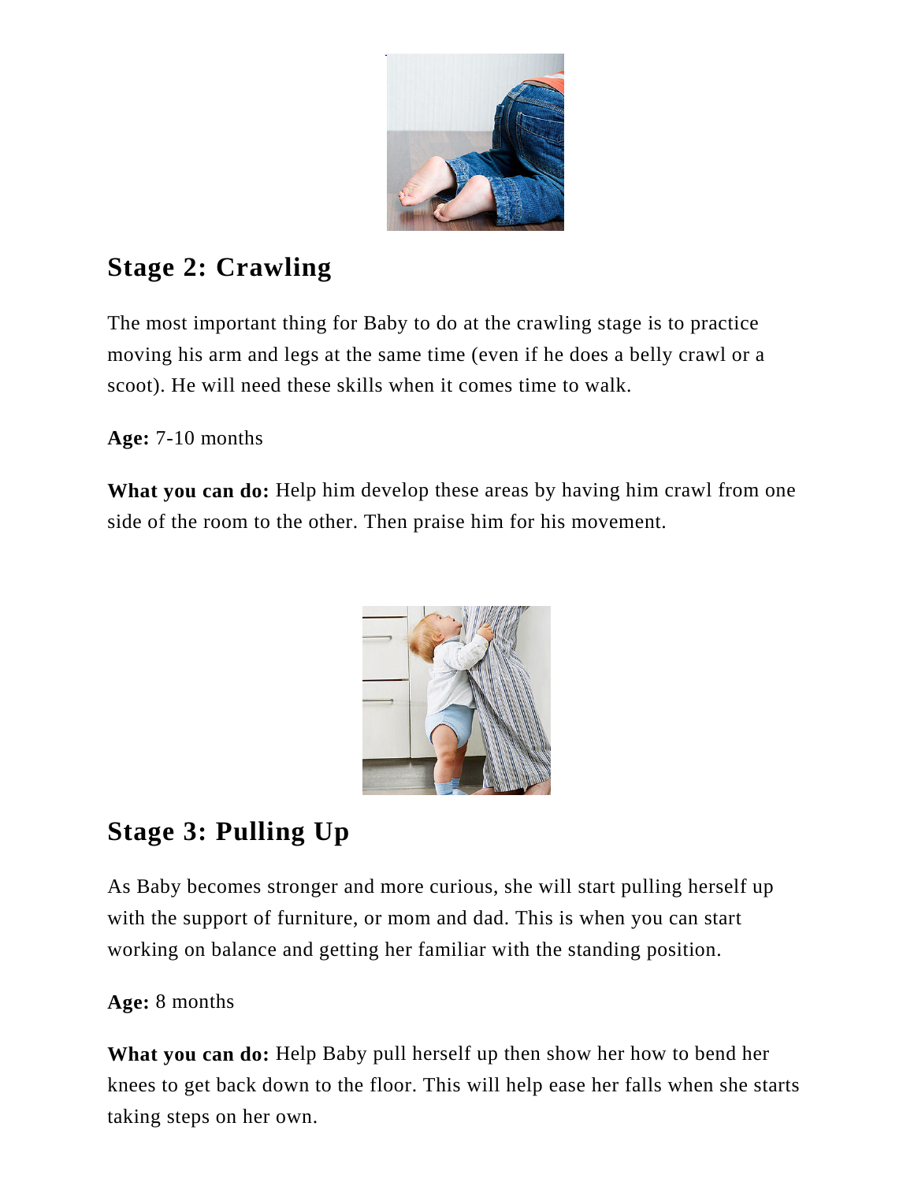## Stage 2: Crawling

The most important thing for Baby to do at the crawling stage is to practice moving his arm and legs at the same time (even if he does a belly crawl or a scoot). He will need these skills when it comes time to walk.

**Age:** 7-10 months

**What you can do:** Help him develop these areas by having him crawl from one side of the room to the other. Then praise him for his movement.

## Stage 3: Pulling Up

As Baby becomes stronger and more curious, she will start pulling herself up with the support of furniture, or mom and dad. This is when you can start working on balance and getting her familiar with the standing position.

**Age:** 8 months

**What you can do:** Help Baby pull herself up then show her how to bend her knees to get back down to the floor. This will help ease her falls when she starts taking steps on her own.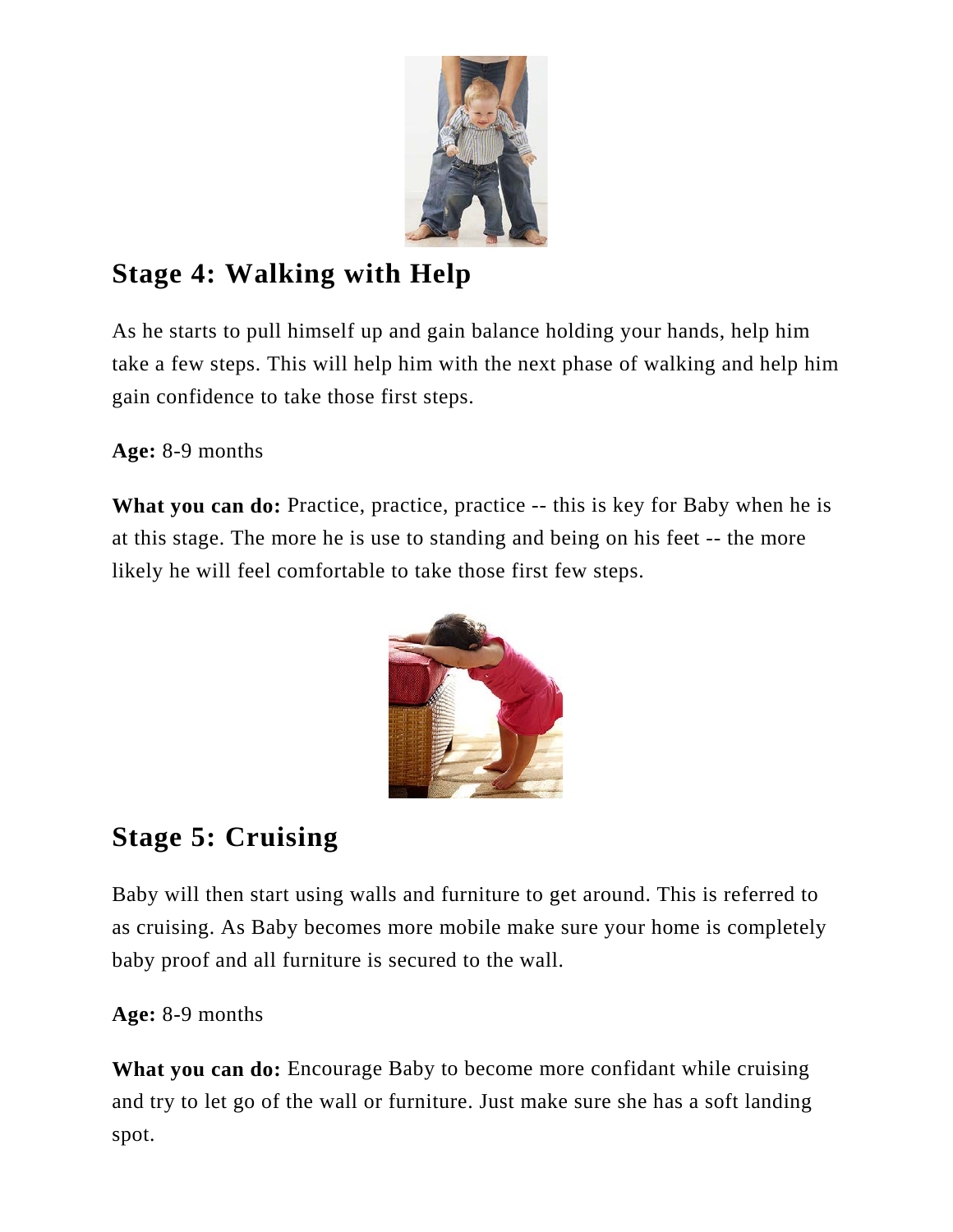## Stage 4: Walking with Help

As he starts to pull himself up and gain balance holding your hands, help him take a few steps. This will help him with the next phase of walking and help him gain confidence to take those first steps.

**Age:** 8-9 months

**What you can do:** Practice, practice, practice -- this is key for Baby when he is at this stage. The more he is use to standing and being on his feet -- the more likely he will feel comfortable to take those first few steps.

## Stage 5: Cruising

Baby will then start using walls and furniture to get around. This is referred to as cruising. As Baby becomes more mobile make sure your home is completely baby proof and all furniture is secured to the wall.

**Age:** 8-9 months

**What you can do:** Encourage Baby to become more confidant while cruising and try to let go of the wall or furniture. Just make sure she has a soft landing spot.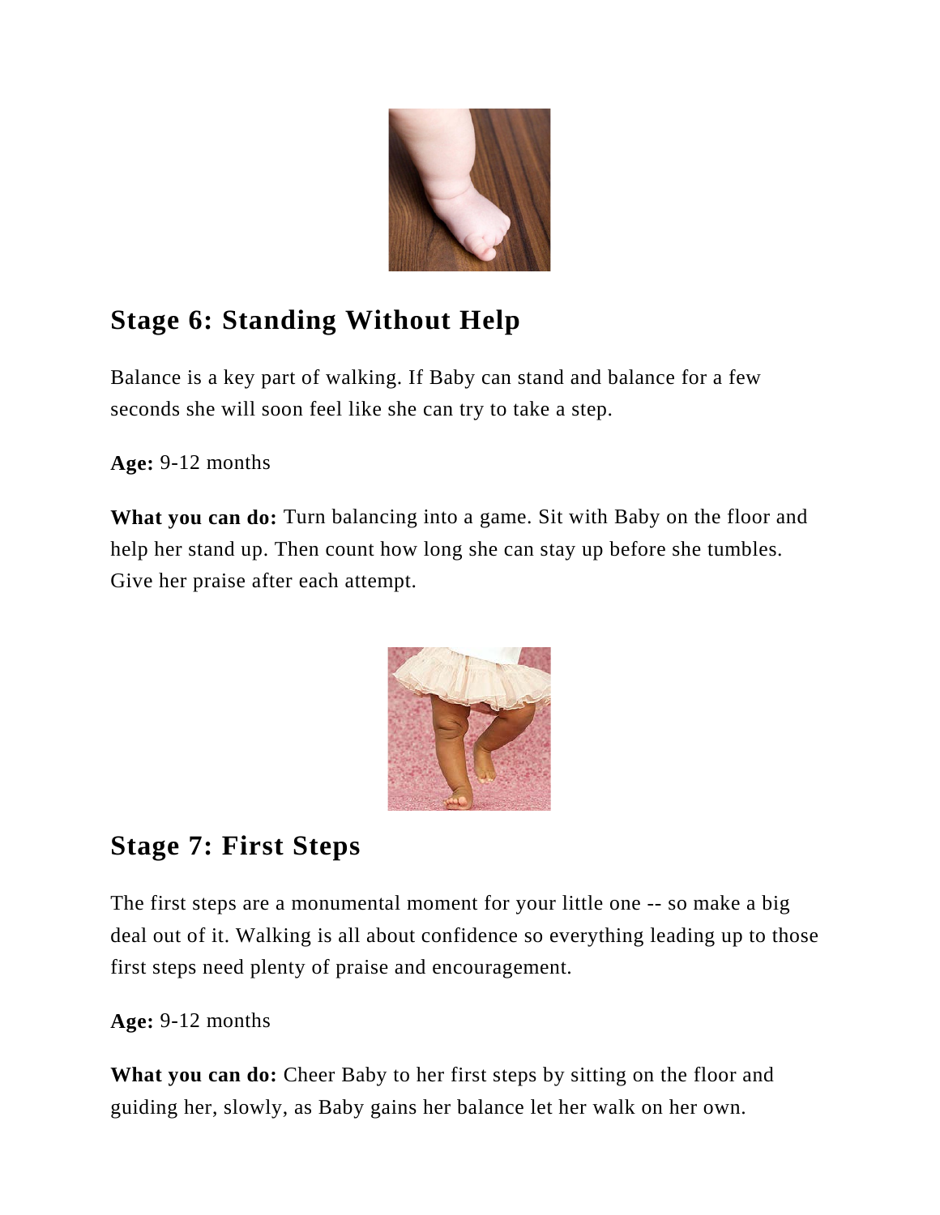## Stage 6: Standing Without Help

Balance is a key part of walking. If Baby can stand and balance for a few seconds she will soon feel like she can try to take a step.

**Age:** 9-12 months

**What you can do:** Turn balancing into a game. Sit with Baby on the floor and help her stand up. Then count how long she can stay up before she tumbles. Give her praise after each attempt.

## Stage 7: First Steps

The first steps are a monumental moment for your little one -- so make a big deal out of it. Walking is all about confidence so everything leading up to those first steps need plenty of praise and encouragement.

**Age:** 9-12 months

**What you can do:** Cheer Baby to her first steps by sitting on the floor and guiding her, slowly, as Baby gains her balance let her walk on her own.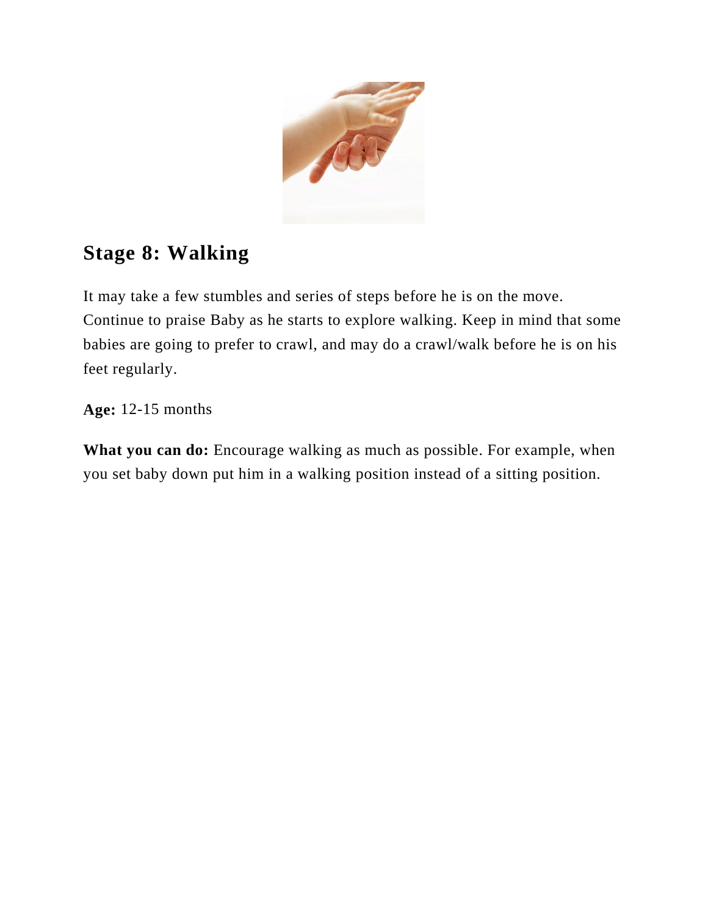## Stage 8: Walking

It may take a few stumbles and series of steps before he is on the move. Continue to praise Baby as he starts to explore walking. Keep in mind that some babies are going to prefer to crawl, and may do a crawl/walk before he is on his feet regularly.

**Age:** 12-15 months

**What you can do:** Encourage walking as much as possible. For example, when you set baby down put him in a walking position instead of a sitting position.